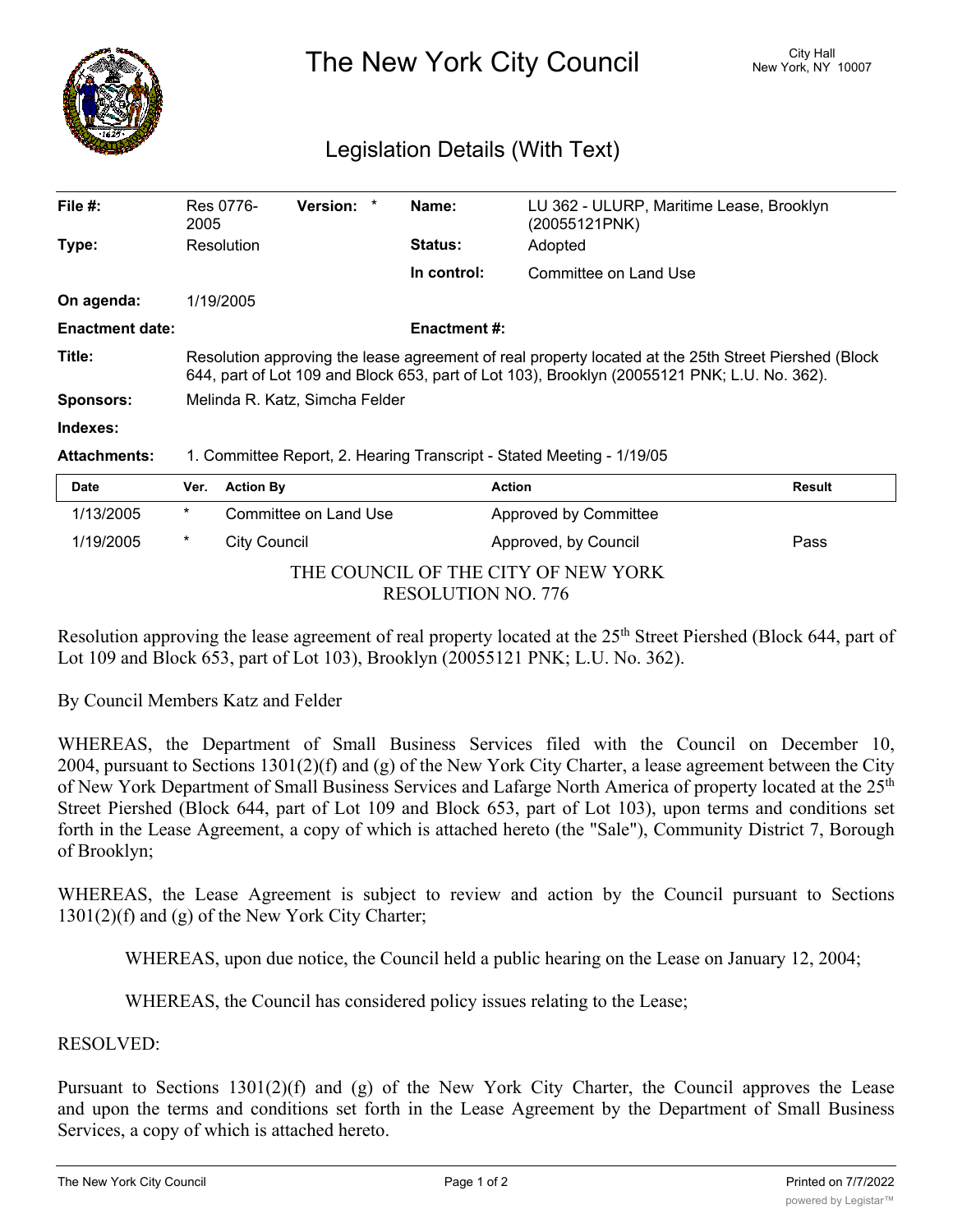# The New York City Council

City Hall
New York, NY 10007

## Legislation Details (With Text)

| | | | | | |
|---|---|---|---|---|---|
| **File #:** | Res 0776-2005 | **Version:** | * | **Name:** | LU 362 - ULURP, Maritime Lease, Brooklyn (20055121PNK) |
| **Type:** | Resolution | | | **Status:** | Adopted |
| | | | | **In control:** | Committee on Land Use |
| **On agenda:** | 1/19/2005 | | | | |
| **Enactment date:** | | | | **Enactment #:** | |

**Title:** Resolution approving the lease agreement of real property located at the 25th Street Piershed (Block 644, part of Lot 109 and Block 653, part of Lot 103), Brooklyn (20055121 PNK; L.U. No. 362).

**Sponsors:** Melinda R. Katz, Simcha Felder

**Indexes:**

**Attachments:** 1. Committee Report, 2. Hearing Transcript - Stated Meeting - 1/19/05

| Date | Ver. | Action By | Action | Result |
|---|---|---|---|---|
| 1/13/2005 | * | Committee on Land Use | Approved by Committee | |
| 1/19/2005 | * | City Council | Approved, by Council | Pass |

THE COUNCIL OF THE CITY OF NEW YORK
RESOLUTION NO. 776

Resolution approving the lease agreement of real property located at the 25th Street Piershed (Block 644, part of Lot 109 and Block 653, part of Lot 103), Brooklyn (20055121 PNK; L.U. No. 362).

By Council Members Katz and Felder

WHEREAS, the Department of Small Business Services filed with the Council on December 10, 2004, pursuant to Sections 1301(2)(f) and (g) of the New York City Charter, a lease agreement between the City of New York Department of Small Business Services and Lafarge North America of property located at the 25th Street Piershed (Block 644, part of Lot 109 and Block 653, part of Lot 103), upon terms and conditions set forth in the Lease Agreement, a copy of which is attached hereto (the "Sale"), Community District 7, Borough of Brooklyn;

WHEREAS, the Lease Agreement is subject to review and action by the Council pursuant to Sections 1301(2)(f) and (g) of the New York City Charter;

WHEREAS, upon due notice, the Council held a public hearing on the Lease on January 12, 2004;

WHEREAS, the Council has considered policy issues relating to the Lease;

RESOLVED:

Pursuant to Sections 1301(2)(f) and (g) of the New York City Charter, the Council approves the Lease and upon the terms and conditions set forth in the Lease Agreement by the Department of Small Business Services, a copy of which is attached hereto.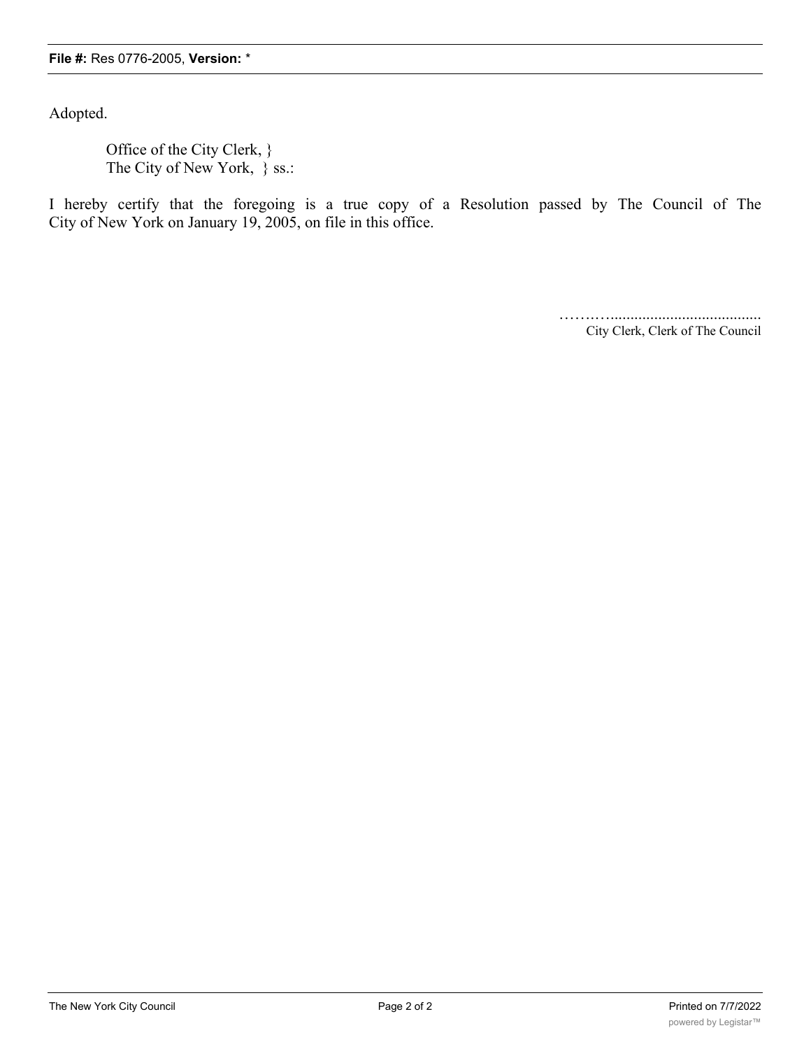Adopted.

Office of the City Clerk, }
The City of New York, } ss.:

I hereby certify that the foregoing is a true copy of a Resolution passed by The Council of The City of New York on January 19, 2005, on file in this office.

……….......................................
City Clerk, Clerk of The Council